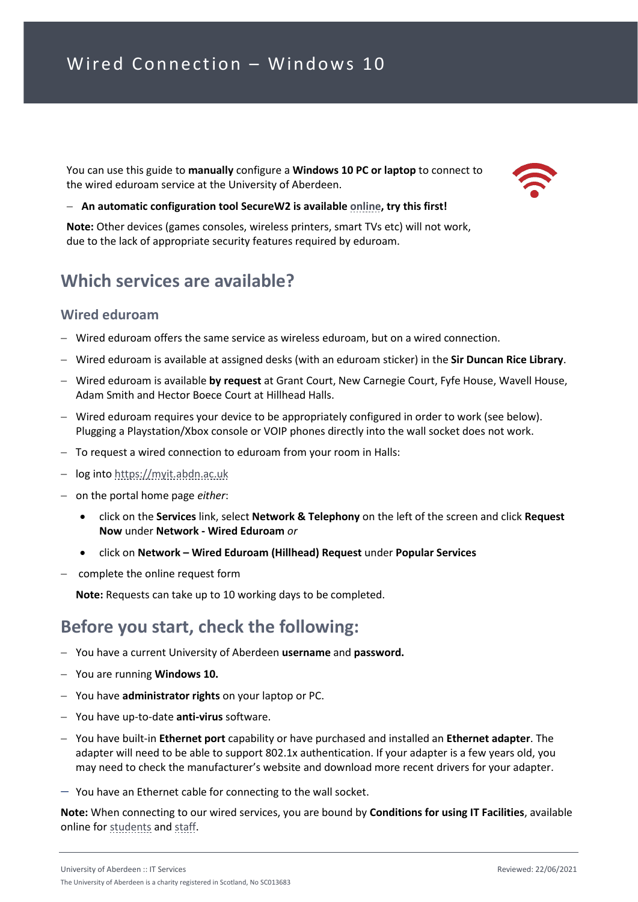# Wired Connection – Windows 10

You can use this guide to **manually** configure a **Windows 10 PC or laptop** to connect to the wired eduroam service at the University of Aberdeen.

- **An automatic configuration tool SecureW2 is available online, try this first!**

**Note:** Other devices (games consoles, wireless printers, smart TVs etc) will not work, due to the lack of appropriate security features required by eduroam.

## Which services are available?

### Wired eduroam

- Wired eduroam offers the same service as wireless eduroam, but on a wired connection.
- Wired eduroam is available at assigned desks (with an eduroam sticker) in the **Sir Duncan Rice Library**.
- Wired eduroam is available **by request** at Grant Court, New Carnegie Court, Fyfe House, Wavell House, Adam Smith and Hector Boece Court at Hillhead Halls.
- Wired eduroam requires your device to be appropriately configured in order to work (see below). Plugging a Playstation/Xbox console or VOIP phones directly into the wall socket does not work.
- To request a wired connection to eduroam from your room in Halls:
- log into https://myit.abdn.ac.uk
- on the portal home page *either*:
    - click on the **Services** link, select **Network & Telephony** on the left of the screen and click **Request Now** under **Network - Wired Eduroam** *or*
    - click on **Network – Wired Eduroam (Hillhead) Request** under **Popular Services**
- complete the online request form

  **Note:** Requests can take up to 10 working days to be completed.

## Before you start, check the following:

- You have a current University of Aberdeen **username** and **password.**
- You are running **Windows 10.**
- You have **administrator rights** on your laptop or PC.
- You have up-to-date **anti-virus** software.
- You have built-in **Ethernet port** capability or have purchased and installed an **Ethernet adapter**. The adapter will need to be able to support 802.1x authentication. If your adapter is a few years old, you may need to check the manufacturer's website and download more recent drivers for your adapter.
- You have an Ethernet cable for connecting to the wall socket.

**Note:** When connecting to our wired services, you are bound by **Conditions for using IT Facilities**, available online for students and staff.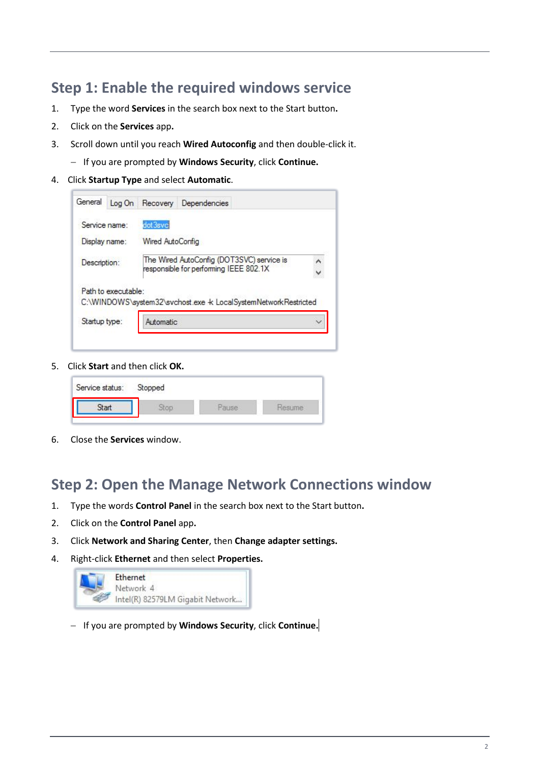## Step 1: Enable the required windows service

1. Type the word **Services** in the search box next to the Start button.
2. Click on the **Services** app.
3. Scroll down until you reach **Wired Autoconfig** and then double-click it.
   - If you are prompted by **Windows Security**, click **Continue.**
4. Click **Startup Type** and select **Automatic**.
5. Click **Start** and then click **OK.**
6. Close the **Services** window.

## Step 2: Open the Manage Network Connections window

1. Type the words **Control Panel** in the search box next to the Start button.
2. Click on the **Control Panel** app.
3. Click **Network and Sharing Center**, then **Change adapter settings.**
4. Right-click **Ethernet** and then select **Properties.**
   - If you are prompted by **Windows Security**, click **Continue.**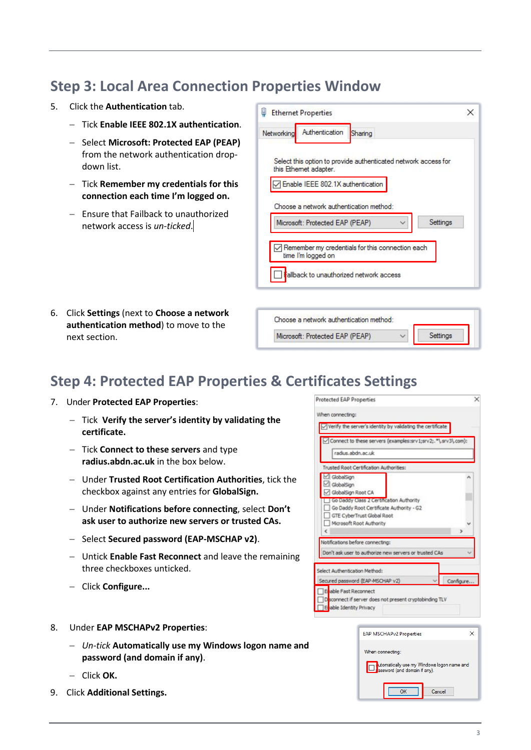## Step 3: Local Area Connection Properties Window

5. Click the **Authentication** tab.
   - Tick **Enable IEEE 802.1X authentication**.
   - Select **Microsoft: Protected EAP (PEAP)** from the network authentication drop-down list.
   - Tick **Remember my credentials for this connection each time I'm logged on.**
   - Ensure that Failback to unauthorized network access is *un-ticked.*

6. Click **Settings** (next to **Choose a network authentication method**) to move to the next section.

## Step 4: Protected EAP Properties & Certificates Settings

7. Under **Protected EAP Properties**:
   - Tick **Verify the server's identity by validating the certificate.**
   - Tick **Connect to these servers** and type **radius.abdn.ac.uk** in the box below.
   - Under **Trusted Root Certification Authorities**, tick the checkbox against any entries for **GlobalSign.**
   - Under **Notifications before connecting**, select **Don't ask user to authorize new servers or trusted CAs.**
   - Select **Secured password (EAP-MSCHAP v2)**.
   - Untick **Enable Fast Reconnect** and leave the remaining three checkboxes unticked.
   - Click **Configure...**

8. Under **EAP MSCHAPv2 Properties**:
   - *Un-tick* **Automatically use my Windows logon name and password (and domain if any)**.
   - Click **OK.**

9. Click **Additional Settings.**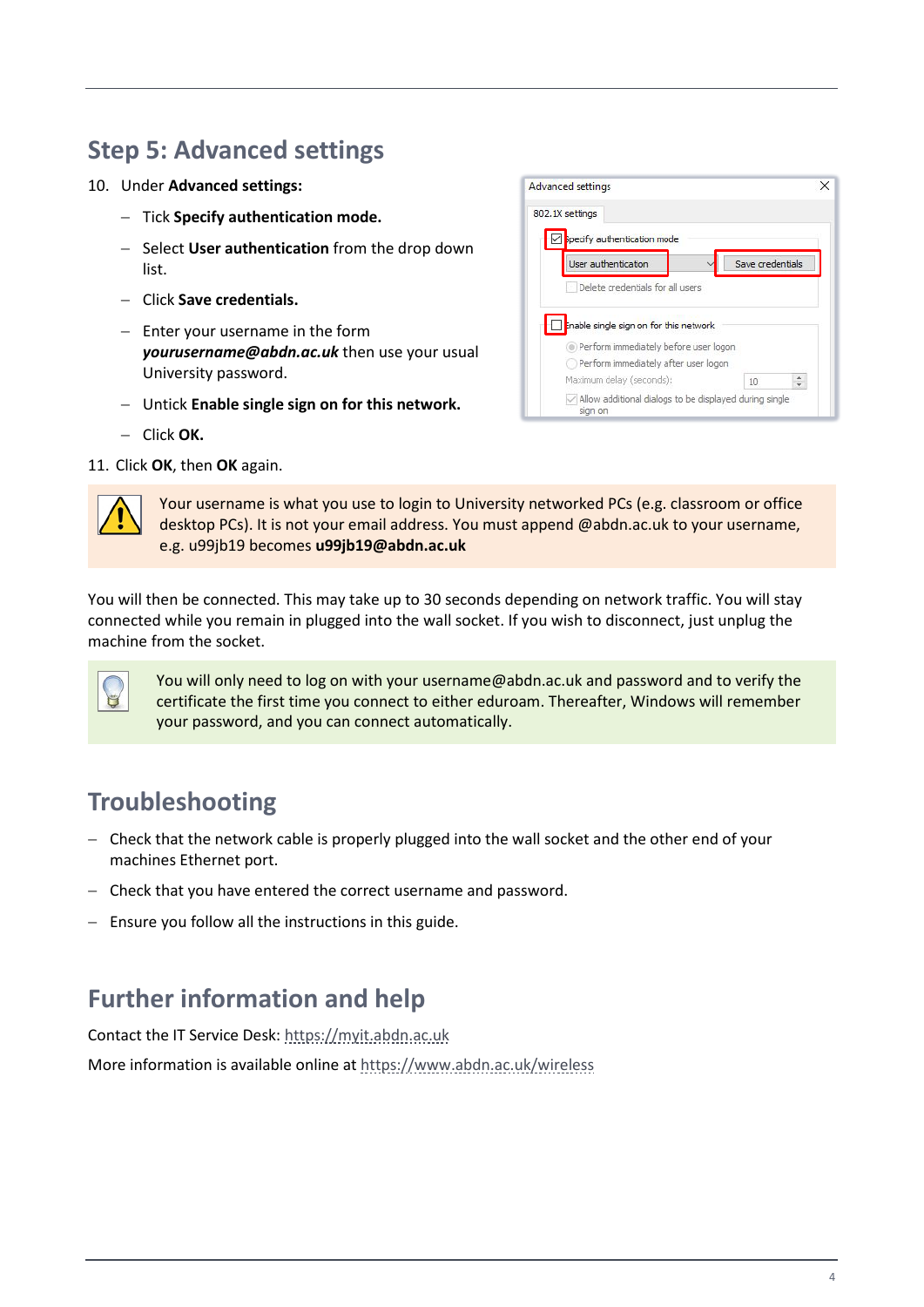## Step 5: Advanced settings

10. Under **Advanced settings:**
    - Tick **Specify authentication mode.**
    - Select **User authentication** from the drop down list.
    - Click **Save credentials.**
    - Enter your username in the form ***yourusername@abdn.ac.uk*** then use your usual University password.
    - Untick **Enable single sign on for this network.**
    - Click **OK.**
11. Click **OK**, then **OK** again.

Your username is what you use to login to University networked PCs (e.g. classroom or office desktop PCs). It is not your email address. You must append @abdn.ac.uk to your username, e.g. u99jb19 becomes **u99jb19@abdn.ac.uk**

You will then be connected. This may take up to 30 seconds depending on network traffic. You will stay connected while you remain in plugged into the wall socket. If you wish to disconnect, just unplug the machine from the socket.

You will only need to log on with your username@abdn.ac.uk and password and to verify the certificate the first time you connect to either eduroam. Thereafter, Windows will remember your password, and you can connect automatically.

## Troubleshooting

- Check that the network cable is properly plugged into the wall socket and the other end of your machines Ethernet port.
- Check that you have entered the correct username and password.
- Ensure you follow all the instructions in this guide.

## Further information and help

Contact the IT Service Desk: https://myit.abdn.ac.uk

More information is available online at https://www.abdn.ac.uk/wireless